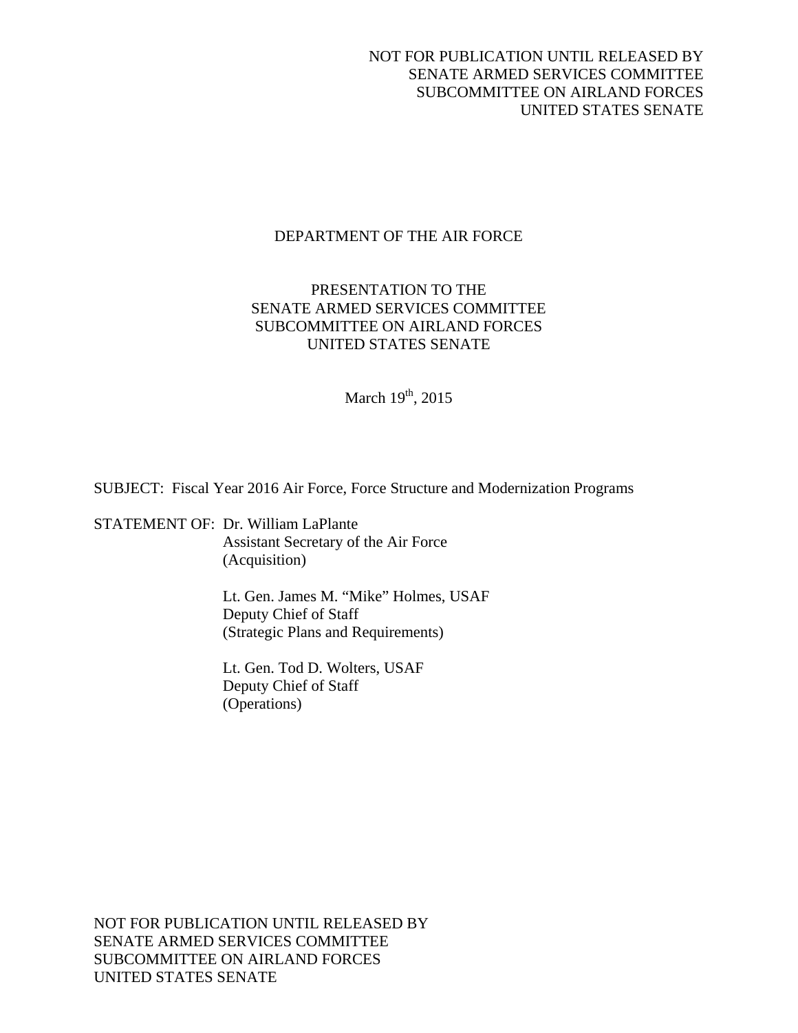NOT FOR PUBLICATION UNTIL RELEASED BY
SENATE ARMED SERVICES COMMITTEE
SUBCOMMITTEE ON AIRLAND FORCES
UNITED STATES SENATE

DEPARTMENT OF THE AIR FORCE

PRESENTATION TO THE
SENATE ARMED SERVICES COMMITTEE
SUBCOMMITTEE ON AIRLAND FORCES
UNITED STATES SENATE

March 19th, 2015

SUBJECT: Fiscal Year 2016 Air Force, Force Structure and Modernization Programs

STATEMENT OF: Dr. William LaPlante
Assistant Secretary of the Air Force
(Acquisition)

Lt. Gen. James M. "Mike" Holmes, USAF
Deputy Chief of Staff
(Strategic Plans and Requirements)

Lt. Gen. Tod D. Wolters, USAF
Deputy Chief of Staff
(Operations)

NOT FOR PUBLICATION UNTIL RELEASED BY
SENATE ARMED SERVICES COMMITTEE
SUBCOMMITTEE ON AIRLAND FORCES
UNITED STATES SENATE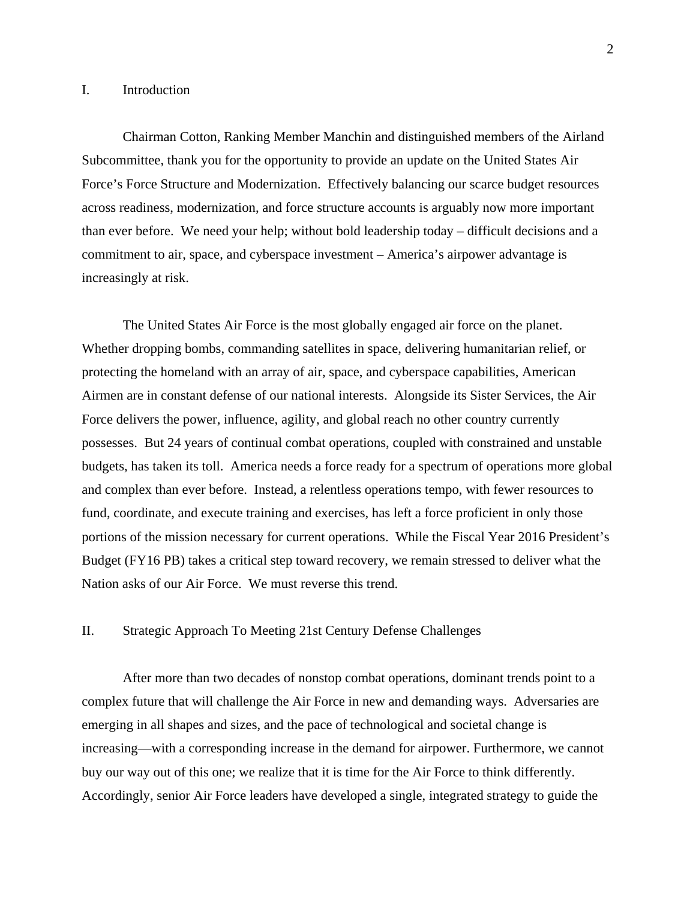## I. Introduction

Chairman Cotton, Ranking Member Manchin and distinguished members of the Airland Subcommittee, thank you for the opportunity to provide an update on the United States Air Force's Force Structure and Modernization. Effectively balancing our scarce budget resources across readiness, modernization, and force structure accounts is arguably now more important than ever before. We need your help; without bold leadership today – difficult decisions and a commitment to air, space, and cyberspace investment – America's airpower advantage is increasingly at risk.

The United States Air Force is the most globally engaged air force on the planet. Whether dropping bombs, commanding satellites in space, delivering humanitarian relief, or protecting the homeland with an array of air, space, and cyberspace capabilities, American Airmen are in constant defense of our national interests. Alongside its Sister Services, the Air Force delivers the power, influence, agility, and global reach no other country currently possesses. But 24 years of continual combat operations, coupled with constrained and unstable budgets, has taken its toll. America needs a force ready for a spectrum of operations more global and complex than ever before. Instead, a relentless operations tempo, with fewer resources to fund, coordinate, and execute training and exercises, has left a force proficient in only those portions of the mission necessary for current operations. While the Fiscal Year 2016 President's Budget (FY16 PB) takes a critical step toward recovery, we remain stressed to deliver what the Nation asks of our Air Force. We must reverse this trend.

## II. Strategic Approach To Meeting 21st Century Defense Challenges

After more than two decades of nonstop combat operations, dominant trends point to a complex future that will challenge the Air Force in new and demanding ways. Adversaries are emerging in all shapes and sizes, and the pace of technological and societal change is increasing—with a corresponding increase in the demand for airpower. Furthermore, we cannot buy our way out of this one; we realize that it is time for the Air Force to think differently. Accordingly, senior Air Force leaders have developed a single, integrated strategy to guide the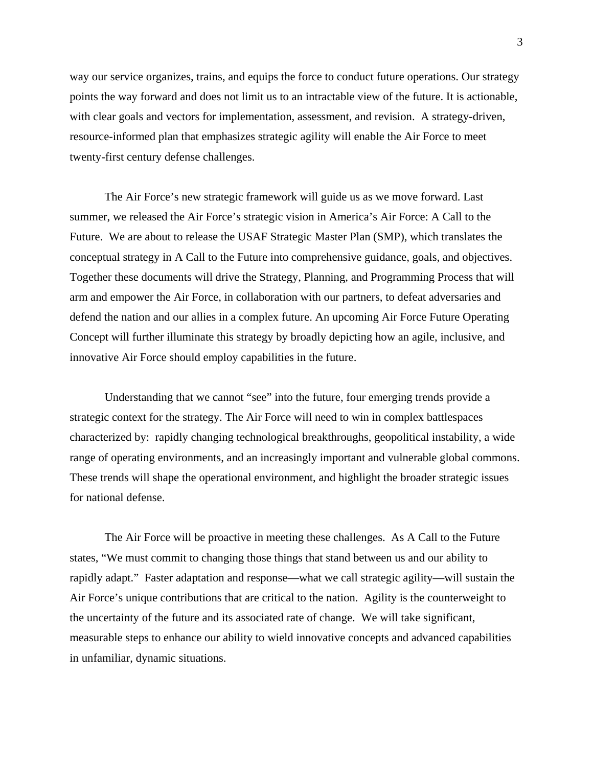way our service organizes, trains, and equips the force to conduct future operations. Our strategy points the way forward and does not limit us to an intractable view of the future. It is actionable, with clear goals and vectors for implementation, assessment, and revision. A strategy-driven, resource-informed plan that emphasizes strategic agility will enable the Air Force to meet twenty-first century defense challenges.

The Air Force's new strategic framework will guide us as we move forward. Last summer, we released the Air Force's strategic vision in America's Air Force: A Call to the Future. We are about to release the USAF Strategic Master Plan (SMP), which translates the conceptual strategy in A Call to the Future into comprehensive guidance, goals, and objectives. Together these documents will drive the Strategy, Planning, and Programming Process that will arm and empower the Air Force, in collaboration with our partners, to defeat adversaries and defend the nation and our allies in a complex future. An upcoming Air Force Future Operating Concept will further illuminate this strategy by broadly depicting how an agile, inclusive, and innovative Air Force should employ capabilities in the future.

Understanding that we cannot "see" into the future, four emerging trends provide a strategic context for the strategy. The Air Force will need to win in complex battlespaces characterized by: rapidly changing technological breakthroughs, geopolitical instability, a wide range of operating environments, and an increasingly important and vulnerable global commons. These trends will shape the operational environment, and highlight the broader strategic issues for national defense.

The Air Force will be proactive in meeting these challenges. As A Call to the Future states, "We must commit to changing those things that stand between us and our ability to rapidly adapt." Faster adaptation and response—what we call strategic agility—will sustain the Air Force's unique contributions that are critical to the nation. Agility is the counterweight to the uncertainty of the future and its associated rate of change. We will take significant, measurable steps to enhance our ability to wield innovative concepts and advanced capabilities in unfamiliar, dynamic situations.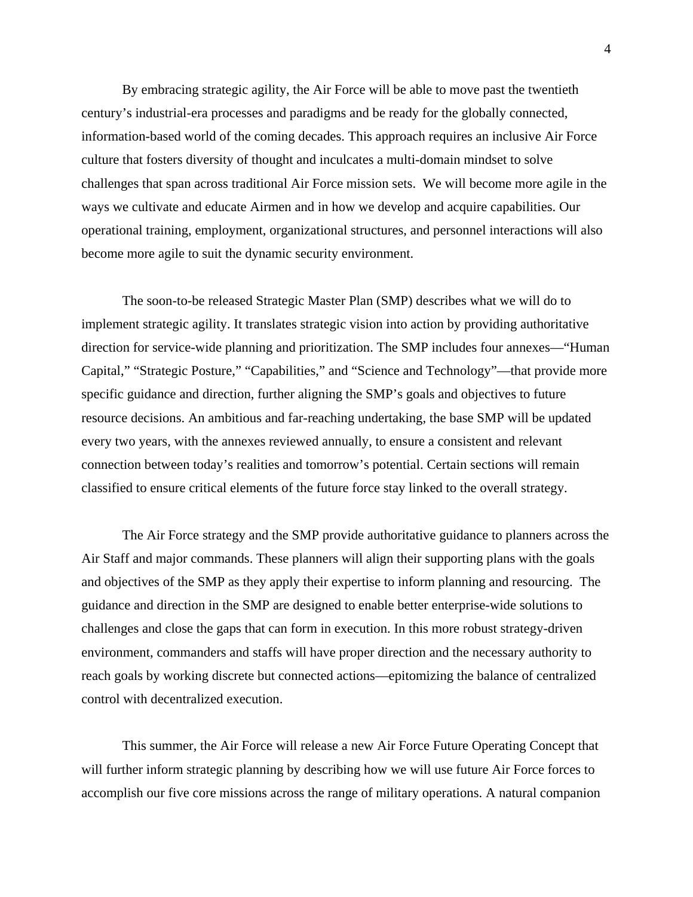By embracing strategic agility, the Air Force will be able to move past the twentieth century's industrial-era processes and paradigms and be ready for the globally connected, information-based world of the coming decades. This approach requires an inclusive Air Force culture that fosters diversity of thought and inculcates a multi-domain mindset to solve challenges that span across traditional Air Force mission sets. We will become more agile in the ways we cultivate and educate Airmen and in how we develop and acquire capabilities. Our operational training, employment, organizational structures, and personnel interactions will also become more agile to suit the dynamic security environment.

The soon-to-be released Strategic Master Plan (SMP) describes what we will do to implement strategic agility. It translates strategic vision into action by providing authoritative direction for service-wide planning and prioritization. The SMP includes four annexes—"Human Capital," "Strategic Posture," "Capabilities," and "Science and Technology"—that provide more specific guidance and direction, further aligning the SMP's goals and objectives to future resource decisions. An ambitious and far-reaching undertaking, the base SMP will be updated every two years, with the annexes reviewed annually, to ensure a consistent and relevant connection between today's realities and tomorrow's potential. Certain sections will remain classified to ensure critical elements of the future force stay linked to the overall strategy.

The Air Force strategy and the SMP provide authoritative guidance to planners across the Air Staff and major commands. These planners will align their supporting plans with the goals and objectives of the SMP as they apply their expertise to inform planning and resourcing. The guidance and direction in the SMP are designed to enable better enterprise-wide solutions to challenges and close the gaps that can form in execution. In this more robust strategy-driven environment, commanders and staffs will have proper direction and the necessary authority to reach goals by working discrete but connected actions—epitomizing the balance of centralized control with decentralized execution.

This summer, the Air Force will release a new Air Force Future Operating Concept that will further inform strategic planning by describing how we will use future Air Force forces to accomplish our five core missions across the range of military operations. A natural companion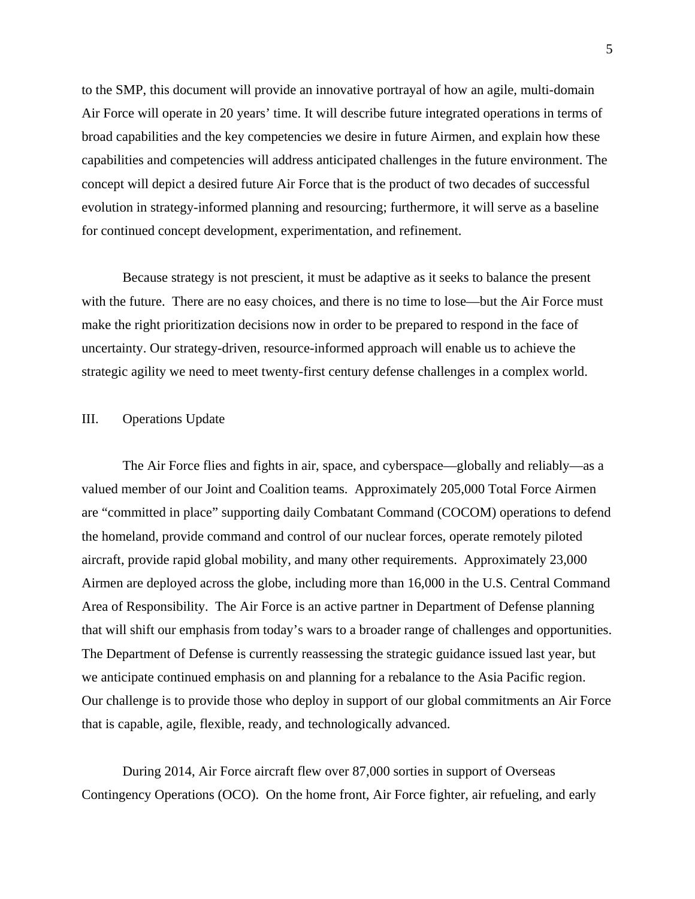to the SMP, this document will provide an innovative portrayal of how an agile, multi-domain Air Force will operate in 20 years' time. It will describe future integrated operations in terms of broad capabilities and the key competencies we desire in future Airmen, and explain how these capabilities and competencies will address anticipated challenges in the future environment. The concept will depict a desired future Air Force that is the product of two decades of successful evolution in strategy-informed planning and resourcing; furthermore, it will serve as a baseline for continued concept development, experimentation, and refinement.

Because strategy is not prescient, it must be adaptive as it seeks to balance the present with the future. There are no easy choices, and there is no time to lose—but the Air Force must make the right prioritization decisions now in order to be prepared to respond in the face of uncertainty. Our strategy-driven, resource-informed approach will enable us to achieve the strategic agility we need to meet twenty-first century defense challenges in a complex world.

## III. Operations Update

The Air Force flies and fights in air, space, and cyberspace—globally and reliably—as a valued member of our Joint and Coalition teams. Approximately 205,000 Total Force Airmen are "committed in place" supporting daily Combatant Command (COCOM) operations to defend the homeland, provide command and control of our nuclear forces, operate remotely piloted aircraft, provide rapid global mobility, and many other requirements. Approximately 23,000 Airmen are deployed across the globe, including more than 16,000 in the U.S. Central Command Area of Responsibility. The Air Force is an active partner in Department of Defense planning that will shift our emphasis from today's wars to a broader range of challenges and opportunities. The Department of Defense is currently reassessing the strategic guidance issued last year, but we anticipate continued emphasis on and planning for a rebalance to the Asia Pacific region. Our challenge is to provide those who deploy in support of our global commitments an Air Force that is capable, agile, flexible, ready, and technologically advanced.

During 2014, Air Force aircraft flew over 87,000 sorties in support of Overseas Contingency Operations (OCO). On the home front, Air Force fighter, air refueling, and early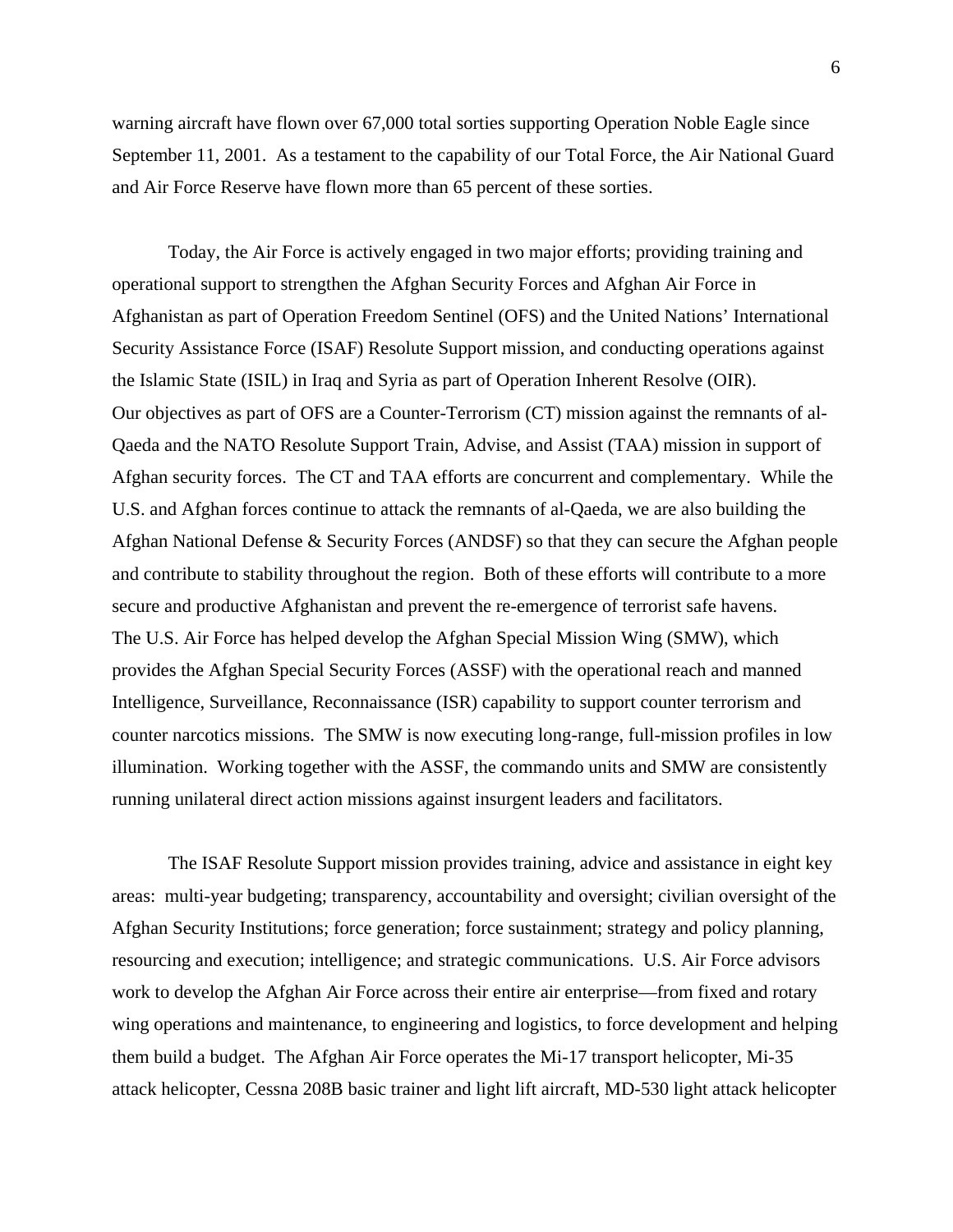warning aircraft have flown over 67,000 total sorties supporting Operation Noble Eagle since September 11, 2001. As a testament to the capability of our Total Force, the Air National Guard and Air Force Reserve have flown more than 65 percent of these sorties.

Today, the Air Force is actively engaged in two major efforts; providing training and operational support to strengthen the Afghan Security Forces and Afghan Air Force in Afghanistan as part of Operation Freedom Sentinel (OFS) and the United Nations' International Security Assistance Force (ISAF) Resolute Support mission, and conducting operations against the Islamic State (ISIL) in Iraq and Syria as part of Operation Inherent Resolve (OIR). Our objectives as part of OFS are a Counter-Terrorism (CT) mission against the remnants of al-Qaeda and the NATO Resolute Support Train, Advise, and Assist (TAA) mission in support of Afghan security forces. The CT and TAA efforts are concurrent and complementary. While the U.S. and Afghan forces continue to attack the remnants of al-Qaeda, we are also building the Afghan National Defense & Security Forces (ANDSF) so that they can secure the Afghan people and contribute to stability throughout the region. Both of these efforts will contribute to a more secure and productive Afghanistan and prevent the re-emergence of terrorist safe havens. The U.S. Air Force has helped develop the Afghan Special Mission Wing (SMW), which provides the Afghan Special Security Forces (ASSF) with the operational reach and manned Intelligence, Surveillance, Reconnaissance (ISR) capability to support counter terrorism and counter narcotics missions. The SMW is now executing long-range, full-mission profiles in low illumination. Working together with the ASSF, the commando units and SMW are consistently running unilateral direct action missions against insurgent leaders and facilitators.

The ISAF Resolute Support mission provides training, advice and assistance in eight key areas: multi-year budgeting; transparency, accountability and oversight; civilian oversight of the Afghan Security Institutions; force generation; force sustainment; strategy and policy planning, resourcing and execution; intelligence; and strategic communications. U.S. Air Force advisors work to develop the Afghan Air Force across their entire air enterprise—from fixed and rotary wing operations and maintenance, to engineering and logistics, to force development and helping them build a budget. The Afghan Air Force operates the Mi-17 transport helicopter, Mi-35 attack helicopter, Cessna 208B basic trainer and light lift aircraft, MD-530 light attack helicopter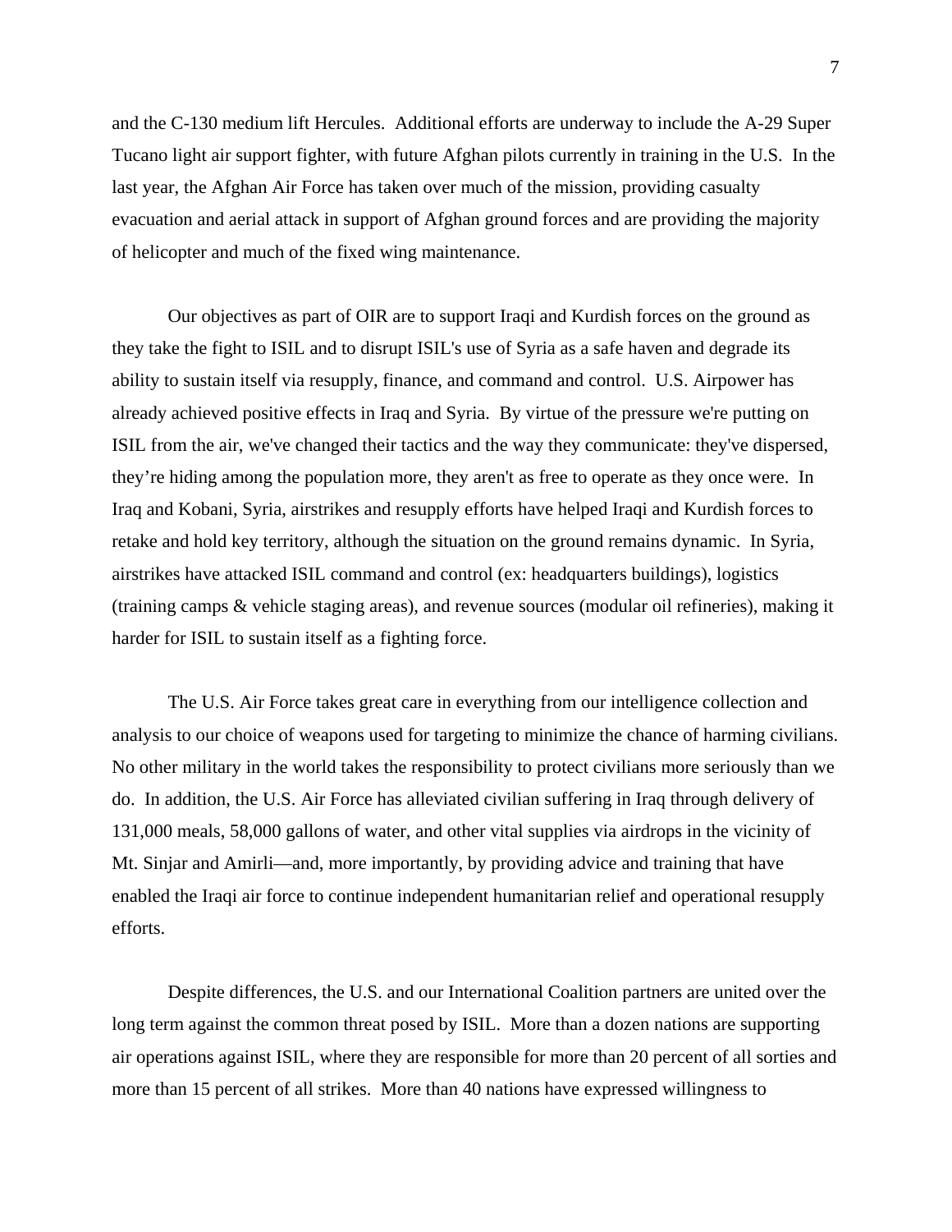and the C-130 medium lift Hercules. Additional efforts are underway to include the A-29 Super Tucano light air support fighter, with future Afghan pilots currently in training in the U.S. In the last year, the Afghan Air Force has taken over much of the mission, providing casualty evacuation and aerial attack in support of Afghan ground forces and are providing the majority of helicopter and much of the fixed wing maintenance.

Our objectives as part of OIR are to support Iraqi and Kurdish forces on the ground as they take the fight to ISIL and to disrupt ISIL's use of Syria as a safe haven and degrade its ability to sustain itself via resupply, finance, and command and control. U.S. Airpower has already achieved positive effects in Iraq and Syria. By virtue of the pressure we're putting on ISIL from the air, we've changed their tactics and the way they communicate: they've dispersed, they're hiding among the population more, they aren't as free to operate as they once were. In Iraq and Kobani, Syria, airstrikes and resupply efforts have helped Iraqi and Kurdish forces to retake and hold key territory, although the situation on the ground remains dynamic. In Syria, airstrikes have attacked ISIL command and control (ex: headquarters buildings), logistics (training camps & vehicle staging areas), and revenue sources (modular oil refineries), making it harder for ISIL to sustain itself as a fighting force.

The U.S. Air Force takes great care in everything from our intelligence collection and analysis to our choice of weapons used for targeting to minimize the chance of harming civilians. No other military in the world takes the responsibility to protect civilians more seriously than we do. In addition, the U.S. Air Force has alleviated civilian suffering in Iraq through delivery of 131,000 meals, 58,000 gallons of water, and other vital supplies via airdrops in the vicinity of Mt. Sinjar and Amirli—and, more importantly, by providing advice and training that have enabled the Iraqi air force to continue independent humanitarian relief and operational resupply efforts.

Despite differences, the U.S. and our International Coalition partners are united over the long term against the common threat posed by ISIL. More than a dozen nations are supporting air operations against ISIL, where they are responsible for more than 20 percent of all sorties and more than 15 percent of all strikes. More than 40 nations have expressed willingness to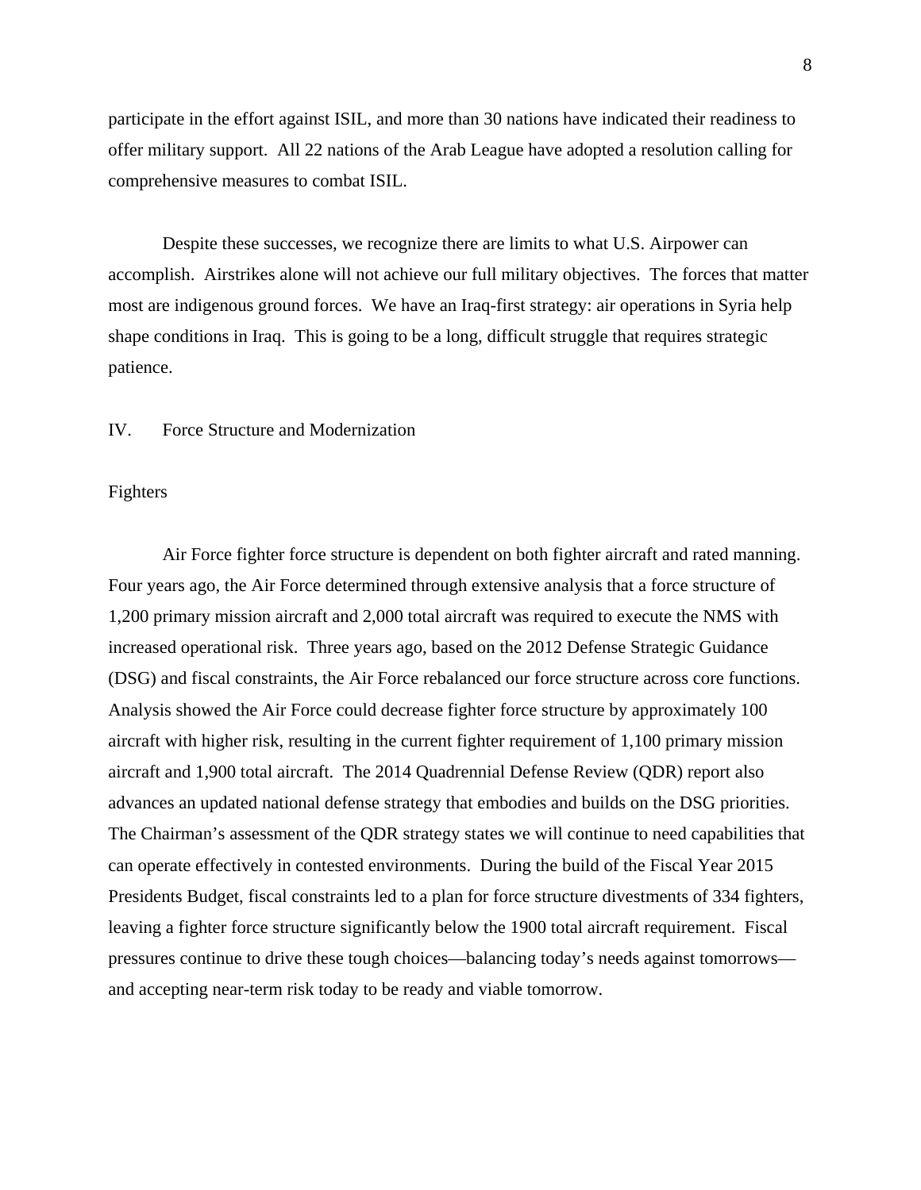participate in the effort against ISIL, and more than 30 nations have indicated their readiness to offer military support. All 22 nations of the Arab League have adopted a resolution calling for comprehensive measures to combat ISIL.

Despite these successes, we recognize there are limits to what U.S. Airpower can accomplish. Airstrikes alone will not achieve our full military objectives. The forces that matter most are indigenous ground forces. We have an Iraq-first strategy: air operations in Syria help shape conditions in Iraq. This is going to be a long, difficult struggle that requires strategic patience.

## IV. Force Structure and Modernization

### Fighters

Air Force fighter force structure is dependent on both fighter aircraft and rated manning. Four years ago, the Air Force determined through extensive analysis that a force structure of 1,200 primary mission aircraft and 2,000 total aircraft was required to execute the NMS with increased operational risk. Three years ago, based on the 2012 Defense Strategic Guidance (DSG) and fiscal constraints, the Air Force rebalanced our force structure across core functions. Analysis showed the Air Force could decrease fighter force structure by approximately 100 aircraft with higher risk, resulting in the current fighter requirement of 1,100 primary mission aircraft and 1,900 total aircraft. The 2014 Quadrennial Defense Review (QDR) report also advances an updated national defense strategy that embodies and builds on the DSG priorities. The Chairman's assessment of the QDR strategy states we will continue to need capabilities that can operate effectively in contested environments. During the build of the Fiscal Year 2015 Presidents Budget, fiscal constraints led to a plan for force structure divestments of 334 fighters, leaving a fighter force structure significantly below the 1900 total aircraft requirement. Fiscal pressures continue to drive these tough choices—balancing today's needs against tomorrows—and accepting near-term risk today to be ready and viable tomorrow.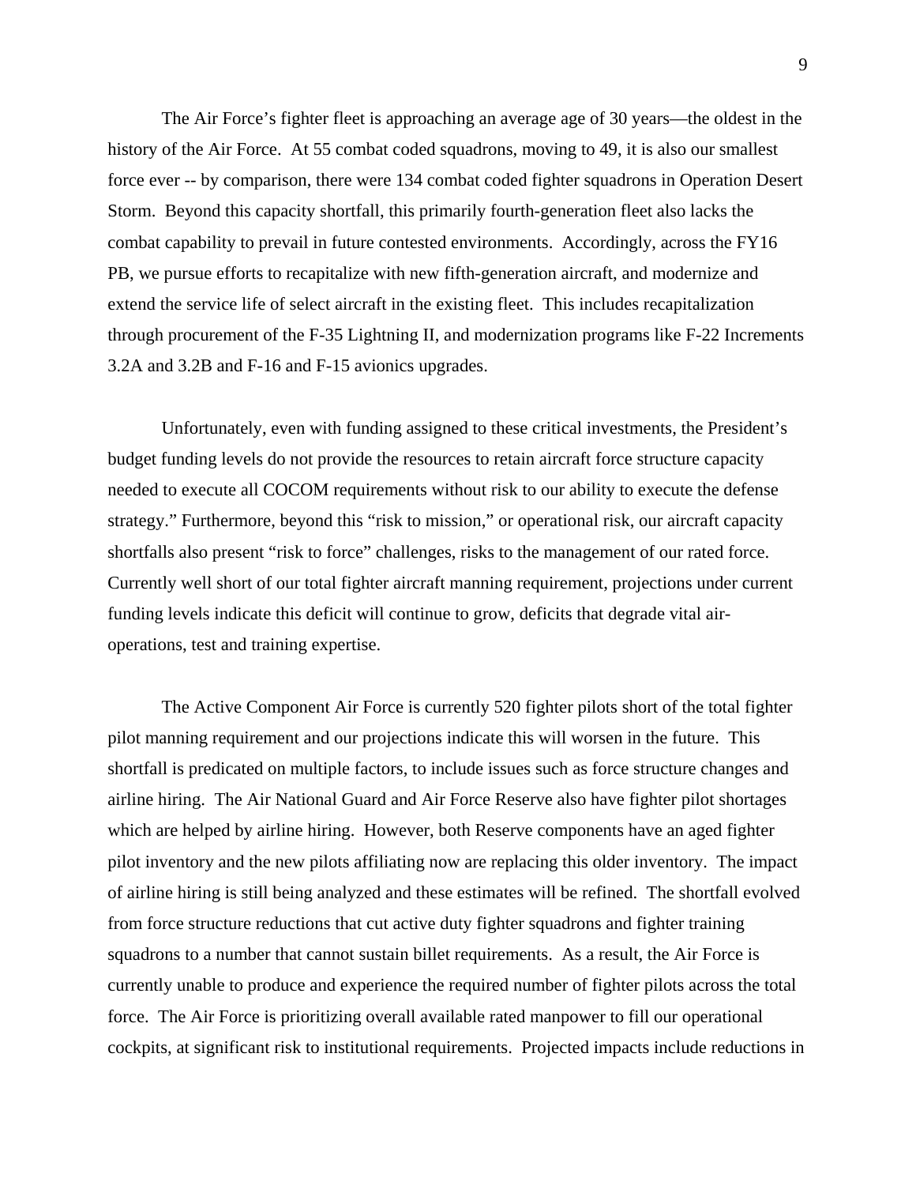The Air Force's fighter fleet is approaching an average age of 30 years—the oldest in the history of the Air Force. At 55 combat coded squadrons, moving to 49, it is also our smallest force ever -- by comparison, there were 134 combat coded fighter squadrons in Operation Desert Storm. Beyond this capacity shortfall, this primarily fourth-generation fleet also lacks the combat capability to prevail in future contested environments. Accordingly, across the FY16 PB, we pursue efforts to recapitalize with new fifth-generation aircraft, and modernize and extend the service life of select aircraft in the existing fleet. This includes recapitalization through procurement of the F-35 Lightning II, and modernization programs like F-22 Increments 3.2A and 3.2B and F-16 and F-15 avionics upgrades.

Unfortunately, even with funding assigned to these critical investments, the President's budget funding levels do not provide the resources to retain aircraft force structure capacity needed to execute all COCOM requirements without risk to our ability to execute the defense strategy." Furthermore, beyond this "risk to mission," or operational risk, our aircraft capacity shortfalls also present "risk to force" challenges, risks to the management of our rated force. Currently well short of our total fighter aircraft manning requirement, projections under current funding levels indicate this deficit will continue to grow, deficits that degrade vital air-operations, test and training expertise.

The Active Component Air Force is currently 520 fighter pilots short of the total fighter pilot manning requirement and our projections indicate this will worsen in the future. This shortfall is predicated on multiple factors, to include issues such as force structure changes and airline hiring. The Air National Guard and Air Force Reserve also have fighter pilot shortages which are helped by airline hiring. However, both Reserve components have an aged fighter pilot inventory and the new pilots affiliating now are replacing this older inventory. The impact of airline hiring is still being analyzed and these estimates will be refined. The shortfall evolved from force structure reductions that cut active duty fighter squadrons and fighter training squadrons to a number that cannot sustain billet requirements. As a result, the Air Force is currently unable to produce and experience the required number of fighter pilots across the total force. The Air Force is prioritizing overall available rated manpower to fill our operational cockpits, at significant risk to institutional requirements. Projected impacts include reductions in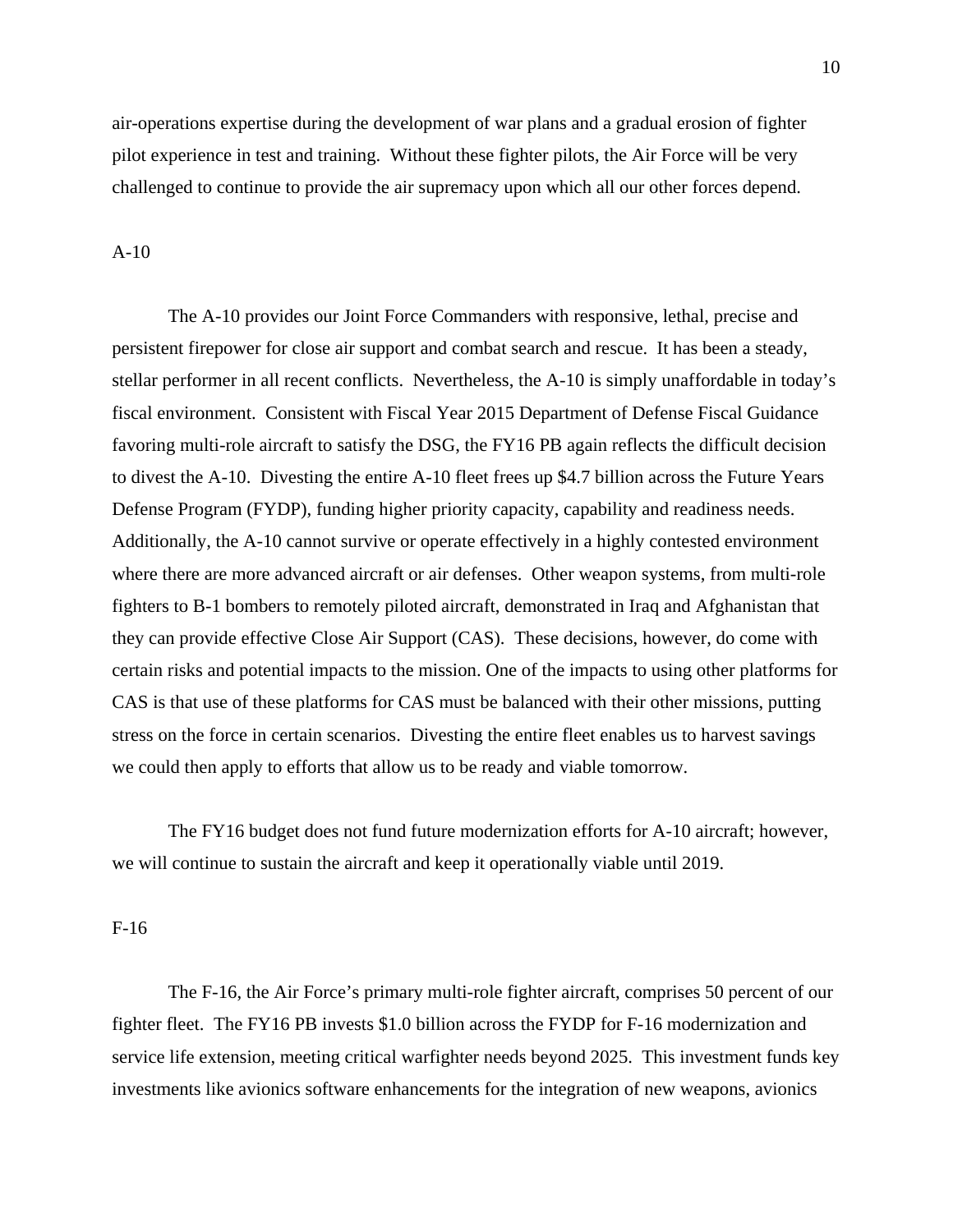air-operations expertise during the development of war plans and a gradual erosion of fighter pilot experience in test and training. Without these fighter pilots, the Air Force will be very challenged to continue to provide the air supremacy upon which all our other forces depend.

## A-10

The A-10 provides our Joint Force Commanders with responsive, lethal, precise and persistent firepower for close air support and combat search and rescue. It has been a steady, stellar performer in all recent conflicts. Nevertheless, the A-10 is simply unaffordable in today's fiscal environment. Consistent with Fiscal Year 2015 Department of Defense Fiscal Guidance favoring multi-role aircraft to satisfy the DSG, the FY16 PB again reflects the difficult decision to divest the A-10. Divesting the entire A-10 fleet frees up $4.7 billion across the Future Years Defense Program (FYDP), funding higher priority capacity, capability and readiness needs. Additionally, the A-10 cannot survive or operate effectively in a highly contested environment where there are more advanced aircraft or air defenses. Other weapon systems, from multi-role fighters to B-1 bombers to remotely piloted aircraft, demonstrated in Iraq and Afghanistan that they can provide effective Close Air Support (CAS). These decisions, however, do come with certain risks and potential impacts to the mission. One of the impacts to using other platforms for CAS is that use of these platforms for CAS must be balanced with their other missions, putting stress on the force in certain scenarios. Divesting the entire fleet enables us to harvest savings we could then apply to efforts that allow us to be ready and viable tomorrow.

The FY16 budget does not fund future modernization efforts for A-10 aircraft; however, we will continue to sustain the aircraft and keep it operationally viable until 2019.

## F-16

The F-16, the Air Force's primary multi-role fighter aircraft, comprises 50 percent of our fighter fleet. The FY16 PB invests $1.0 billion across the FYDP for F-16 modernization and service life extension, meeting critical warfighter needs beyond 2025. This investment funds key investments like avionics software enhancements for the integration of new weapons, avionics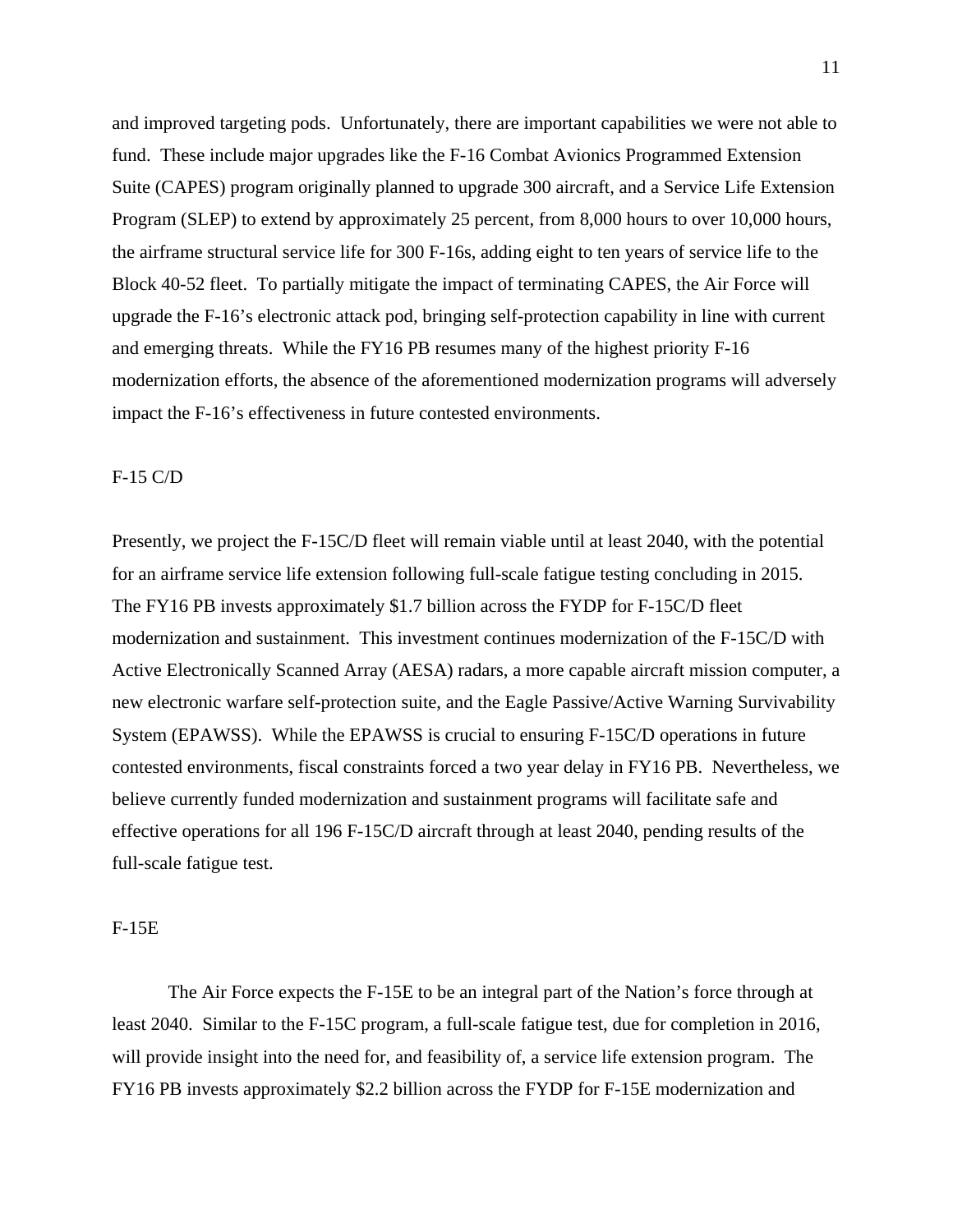and improved targeting pods. Unfortunately, there are important capabilities we were not able to fund. These include major upgrades like the F-16 Combat Avionics Programmed Extension Suite (CAPES) program originally planned to upgrade 300 aircraft, and a Service Life Extension Program (SLEP) to extend by approximately 25 percent, from 8,000 hours to over 10,000 hours, the airframe structural service life for 300 F-16s, adding eight to ten years of service life to the Block 40-52 fleet. To partially mitigate the impact of terminating CAPES, the Air Force will upgrade the F-16's electronic attack pod, bringing self-protection capability in line with current and emerging threats. While the FY16 PB resumes many of the highest priority F-16 modernization efforts, the absence of the aforementioned modernization programs will adversely impact the F-16's effectiveness in future contested environments.

F-15 C/D

Presently, we project the F-15C/D fleet will remain viable until at least 2040, with the potential for an airframe service life extension following full-scale fatigue testing concluding in 2015. The FY16 PB invests approximately $1.7 billion across the FYDP for F-15C/D fleet modernization and sustainment. This investment continues modernization of the F-15C/D with Active Electronically Scanned Array (AESA) radars, a more capable aircraft mission computer, a new electronic warfare self-protection suite, and the Eagle Passive/Active Warning Survivability System (EPAWSS). While the EPAWSS is crucial to ensuring F-15C/D operations in future contested environments, fiscal constraints forced a two year delay in FY16 PB. Nevertheless, we believe currently funded modernization and sustainment programs will facilitate safe and effective operations for all 196 F-15C/D aircraft through at least 2040, pending results of the full-scale fatigue test.

F-15E

The Air Force expects the F-15E to be an integral part of the Nation's force through at least 2040. Similar to the F-15C program, a full-scale fatigue test, due for completion in 2016, will provide insight into the need for, and feasibility of, a service life extension program. The FY16 PB invests approximately $2.2 billion across the FYDP for F-15E modernization and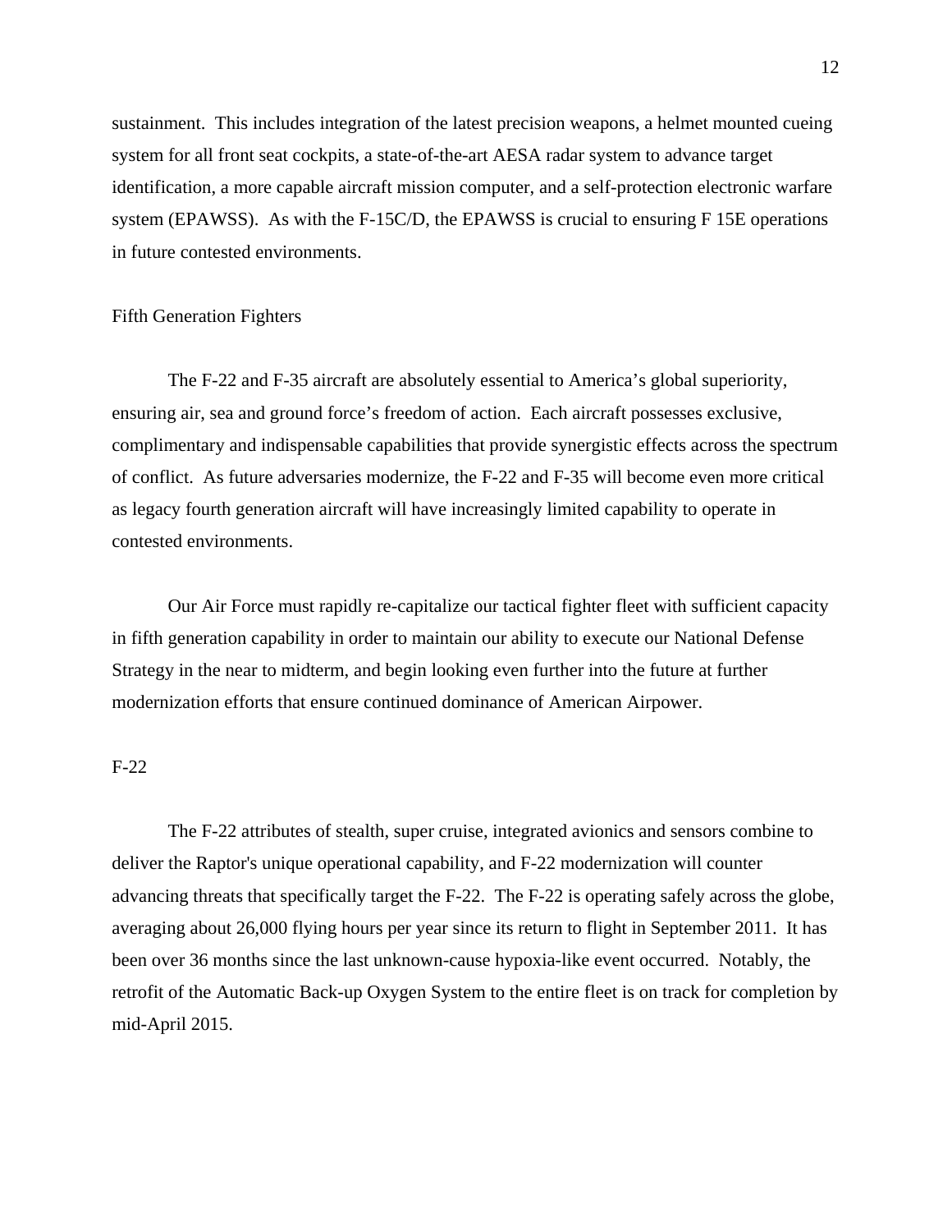sustainment. This includes integration of the latest precision weapons, a helmet mounted cueing system for all front seat cockpits, a state-of-the-art AESA radar system to advance target identification, a more capable aircraft mission computer, and a self-protection electronic warfare system (EPAWSS). As with the F-15C/D, the EPAWSS is crucial to ensuring F 15E operations in future contested environments.

## Fifth Generation Fighters

The F-22 and F-35 aircraft are absolutely essential to America's global superiority, ensuring air, sea and ground force's freedom of action. Each aircraft possesses exclusive, complimentary and indispensable capabilities that provide synergistic effects across the spectrum of conflict. As future adversaries modernize, the F-22 and F-35 will become even more critical as legacy fourth generation aircraft will have increasingly limited capability to operate in contested environments.

Our Air Force must rapidly re-capitalize our tactical fighter fleet with sufficient capacity in fifth generation capability in order to maintain our ability to execute our National Defense Strategy in the near to midterm, and begin looking even further into the future at further modernization efforts that ensure continued dominance of American Airpower.

### F-22

The F-22 attributes of stealth, super cruise, integrated avionics and sensors combine to deliver the Raptor's unique operational capability, and F-22 modernization will counter advancing threats that specifically target the F-22. The F-22 is operating safely across the globe, averaging about 26,000 flying hours per year since its return to flight in September 2011. It has been over 36 months since the last unknown-cause hypoxia-like event occurred. Notably, the retrofit of the Automatic Back-up Oxygen System to the entire fleet is on track for completion by mid-April 2015.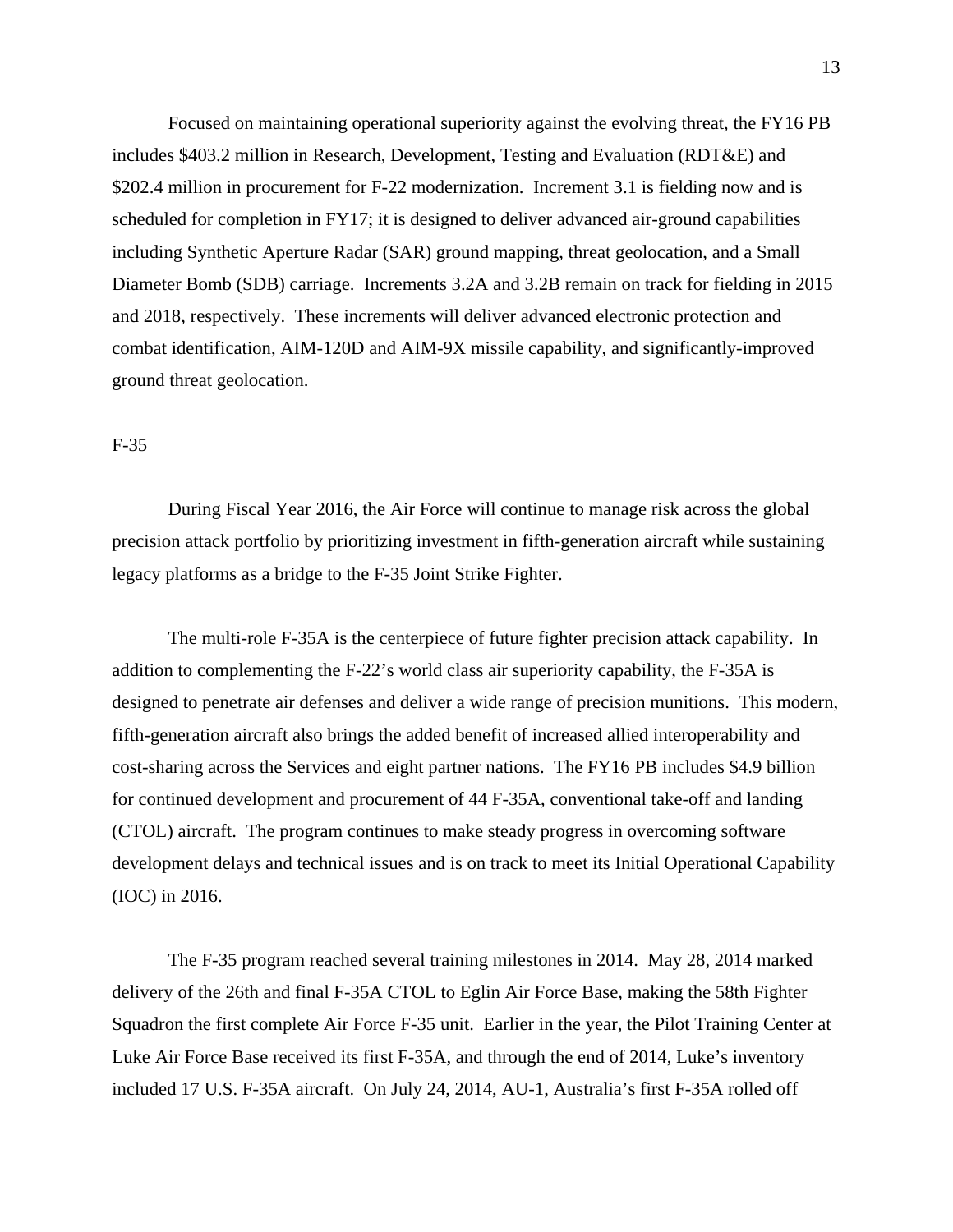Focused on maintaining operational superiority against the evolving threat, the FY16 PB includes $403.2 million in Research, Development, Testing and Evaluation (RDT&E) and $202.4 million in procurement for F-22 modernization. Increment 3.1 is fielding now and is scheduled for completion in FY17; it is designed to deliver advanced air-ground capabilities including Synthetic Aperture Radar (SAR) ground mapping, threat geolocation, and a Small Diameter Bomb (SDB) carriage. Increments 3.2A and 3.2B remain on track for fielding in 2015 and 2018, respectively. These increments will deliver advanced electronic protection and combat identification, AIM-120D and AIM-9X missile capability, and significantly-improved ground threat geolocation.

F-35

During Fiscal Year 2016, the Air Force will continue to manage risk across the global precision attack portfolio by prioritizing investment in fifth-generation aircraft while sustaining legacy platforms as a bridge to the F-35 Joint Strike Fighter.

The multi-role F-35A is the centerpiece of future fighter precision attack capability. In addition to complementing the F-22's world class air superiority capability, the F-35A is designed to penetrate air defenses and deliver a wide range of precision munitions. This modern, fifth-generation aircraft also brings the added benefit of increased allied interoperability and cost-sharing across the Services and eight partner nations. The FY16 PB includes $4.9 billion for continued development and procurement of 44 F-35A, conventional take-off and landing (CTOL) aircraft. The program continues to make steady progress in overcoming software development delays and technical issues and is on track to meet its Initial Operational Capability (IOC) in 2016.

The F-35 program reached several training milestones in 2014. May 28, 2014 marked delivery of the 26th and final F-35A CTOL to Eglin Air Force Base, making the 58th Fighter Squadron the first complete Air Force F-35 unit. Earlier in the year, the Pilot Training Center at Luke Air Force Base received its first F-35A, and through the end of 2014, Luke's inventory included 17 U.S. F-35A aircraft. On July 24, 2014, AU-1, Australia's first F-35A rolled off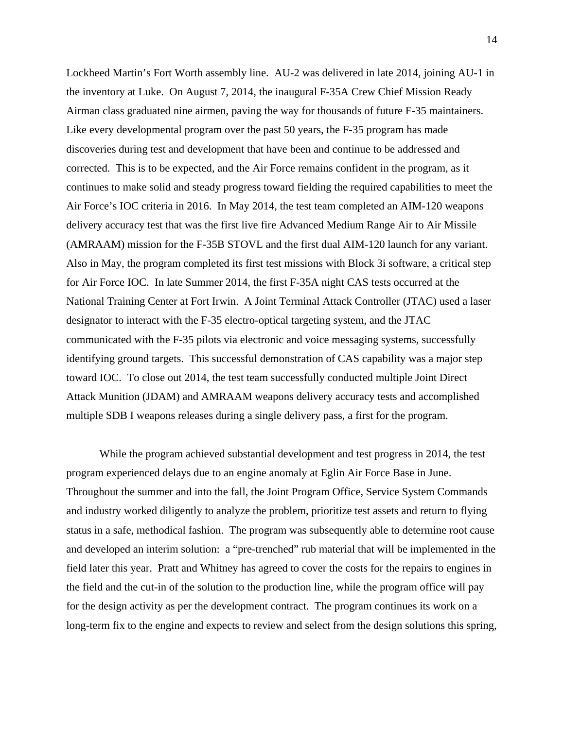Lockheed Martin's Fort Worth assembly line. AU-2 was delivered in late 2014, joining AU-1 in the inventory at Luke. On August 7, 2014, the inaugural F-35A Crew Chief Mission Ready Airman class graduated nine airmen, paving the way for thousands of future F-35 maintainers. Like every developmental program over the past 50 years, the F-35 program has made discoveries during test and development that have been and continue to be addressed and corrected. This is to be expected, and the Air Force remains confident in the program, as it continues to make solid and steady progress toward fielding the required capabilities to meet the Air Force's IOC criteria in 2016. In May 2014, the test team completed an AIM-120 weapons delivery accuracy test that was the first live fire Advanced Medium Range Air to Air Missile (AMRAAM) mission for the F-35B STOVL and the first dual AIM-120 launch for any variant. Also in May, the program completed its first test missions with Block 3i software, a critical step for Air Force IOC. In late Summer 2014, the first F-35A night CAS tests occurred at the National Training Center at Fort Irwin. A Joint Terminal Attack Controller (JTAC) used a laser designator to interact with the F-35 electro-optical targeting system, and the JTAC communicated with the F-35 pilots via electronic and voice messaging systems, successfully identifying ground targets. This successful demonstration of CAS capability was a major step toward IOC. To close out 2014, the test team successfully conducted multiple Joint Direct Attack Munition (JDAM) and AMRAAM weapons delivery accuracy tests and accomplished multiple SDB I weapons releases during a single delivery pass, a first for the program.

While the program achieved substantial development and test progress in 2014, the test program experienced delays due to an engine anomaly at Eglin Air Force Base in June. Throughout the summer and into the fall, the Joint Program Office, Service System Commands and industry worked diligently to analyze the problem, prioritize test assets and return to flying status in a safe, methodical fashion. The program was subsequently able to determine root cause and developed an interim solution: a "pre-trenched" rub material that will be implemented in the field later this year. Pratt and Whitney has agreed to cover the costs for the repairs to engines in the field and the cut-in of the solution to the production line, while the program office will pay for the design activity as per the development contract. The program continues its work on a long-term fix to the engine and expects to review and select from the design solutions this spring,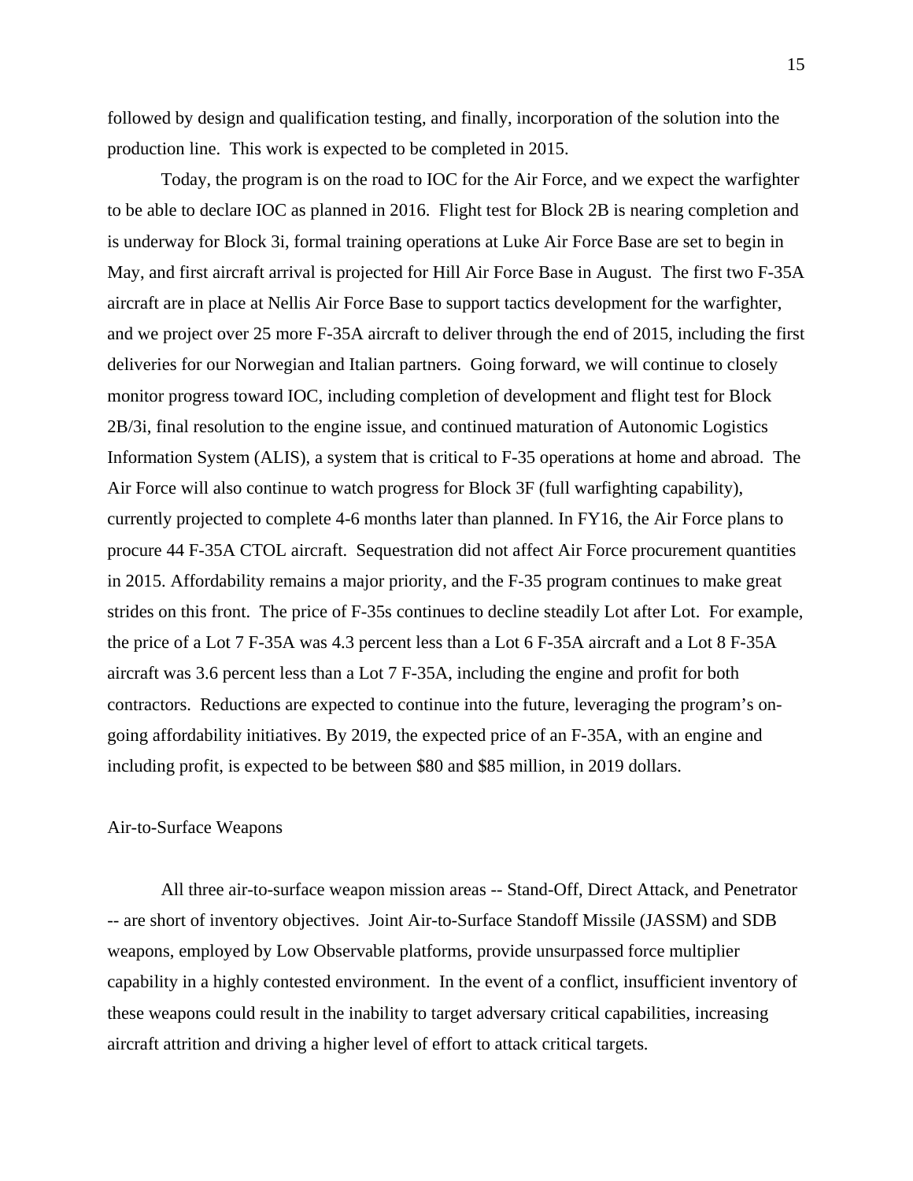followed by design and qualification testing, and finally, incorporation of the solution into the production line. This work is expected to be completed in 2015.

Today, the program is on the road to IOC for the Air Force, and we expect the warfighter to be able to declare IOC as planned in 2016. Flight test for Block 2B is nearing completion and is underway for Block 3i, formal training operations at Luke Air Force Base are set to begin in May, and first aircraft arrival is projected for Hill Air Force Base in August. The first two F-35A aircraft are in place at Nellis Air Force Base to support tactics development for the warfighter, and we project over 25 more F-35A aircraft to deliver through the end of 2015, including the first deliveries for our Norwegian and Italian partners. Going forward, we will continue to closely monitor progress toward IOC, including completion of development and flight test for Block 2B/3i, final resolution to the engine issue, and continued maturation of Autonomic Logistics Information System (ALIS), a system that is critical to F-35 operations at home and abroad. The Air Force will also continue to watch progress for Block 3F (full warfighting capability), currently projected to complete 4-6 months later than planned. In FY16, the Air Force plans to procure 44 F-35A CTOL aircraft. Sequestration did not affect Air Force procurement quantities in 2015. Affordability remains a major priority, and the F-35 program continues to make great strides on this front. The price of F-35s continues to decline steadily Lot after Lot. For example, the price of a Lot 7 F-35A was 4.3 percent less than a Lot 6 F-35A aircraft and a Lot 8 F-35A aircraft was 3.6 percent less than a Lot 7 F-35A, including the engine and profit for both contractors. Reductions are expected to continue into the future, leveraging the program's on-going affordability initiatives. By 2019, the expected price of an F-35A, with an engine and including profit, is expected to be between $80 and $85 million, in 2019 dollars.

## Air-to-Surface Weapons

All three air-to-surface weapon mission areas -- Stand-Off, Direct Attack, and Penetrator -- are short of inventory objectives. Joint Air-to-Surface Standoff Missile (JASSM) and SDB weapons, employed by Low Observable platforms, provide unsurpassed force multiplier capability in a highly contested environment. In the event of a conflict, insufficient inventory of these weapons could result in the inability to target adversary critical capabilities, increasing aircraft attrition and driving a higher level of effort to attack critical targets.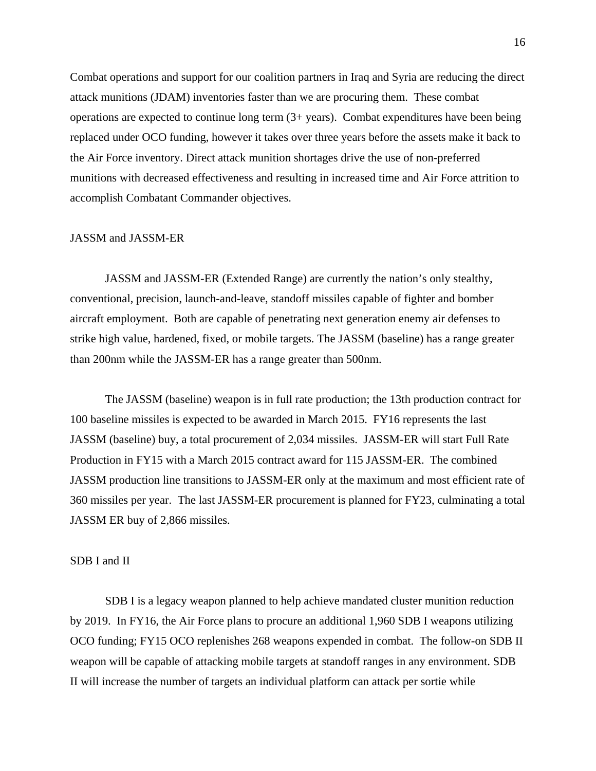Combat operations and support for our coalition partners in Iraq and Syria are reducing the direct attack munitions (JDAM) inventories faster than we are procuring them. These combat operations are expected to continue long term (3+ years). Combat expenditures have been being replaced under OCO funding, however it takes over three years before the assets make it back to the Air Force inventory. Direct attack munition shortages drive the use of non-preferred munitions with decreased effectiveness and resulting in increased time and Air Force attrition to accomplish Combatant Commander objectives.

## JASSM and JASSM-ER

JASSM and JASSM-ER (Extended Range) are currently the nation's only stealthy, conventional, precision, launch-and-leave, standoff missiles capable of fighter and bomber aircraft employment. Both are capable of penetrating next generation enemy air defenses to strike high value, hardened, fixed, or mobile targets. The JASSM (baseline) has a range greater than 200nm while the JASSM-ER has a range greater than 500nm.

The JASSM (baseline) weapon is in full rate production; the 13th production contract for 100 baseline missiles is expected to be awarded in March 2015. FY16 represents the last JASSM (baseline) buy, a total procurement of 2,034 missiles. JASSM-ER will start Full Rate Production in FY15 with a March 2015 contract award for 115 JASSM-ER. The combined JASSM production line transitions to JASSM-ER only at the maximum and most efficient rate of 360 missiles per year. The last JASSM-ER procurement is planned for FY23, culminating a total JASSM ER buy of 2,866 missiles.

## SDB I and II

SDB I is a legacy weapon planned to help achieve mandated cluster munition reduction by 2019. In FY16, the Air Force plans to procure an additional 1,960 SDB I weapons utilizing OCO funding; FY15 OCO replenishes 268 weapons expended in combat. The follow-on SDB II weapon will be capable of attacking mobile targets at standoff ranges in any environment. SDB II will increase the number of targets an individual platform can attack per sortie while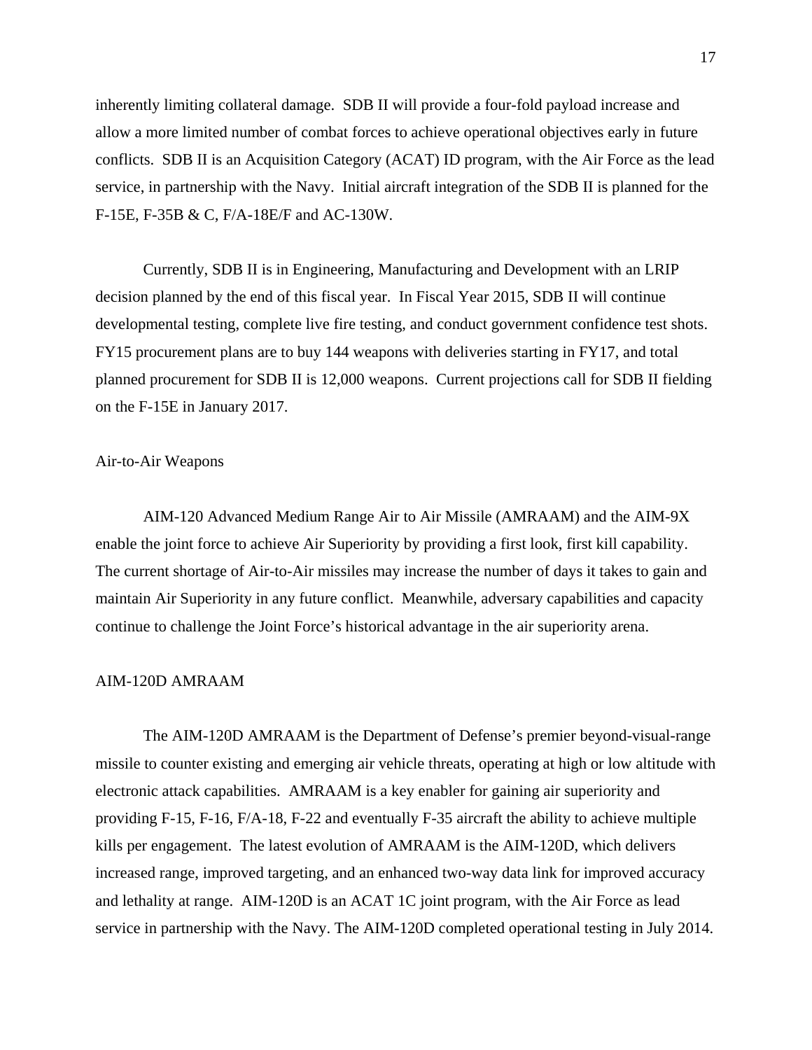inherently limiting collateral damage. SDB II will provide a four-fold payload increase and allow a more limited number of combat forces to achieve operational objectives early in future conflicts. SDB II is an Acquisition Category (ACAT) ID program, with the Air Force as the lead service, in partnership with the Navy. Initial aircraft integration of the SDB II is planned for the F-15E, F-35B & C, F/A-18E/F and AC-130W.

Currently, SDB II is in Engineering, Manufacturing and Development with an LRIP decision planned by the end of this fiscal year. In Fiscal Year 2015, SDB II will continue developmental testing, complete live fire testing, and conduct government confidence test shots. FY15 procurement plans are to buy 144 weapons with deliveries starting in FY17, and total planned procurement for SDB II is 12,000 weapons. Current projections call for SDB II fielding on the F-15E in January 2017.

## Air-to-Air Weapons

AIM-120 Advanced Medium Range Air to Air Missile (AMRAAM) and the AIM-9X enable the joint force to achieve Air Superiority by providing a first look, first kill capability. The current shortage of Air-to-Air missiles may increase the number of days it takes to gain and maintain Air Superiority in any future conflict. Meanwhile, adversary capabilities and capacity continue to challenge the Joint Force's historical advantage in the air superiority arena.

### AIM-120D AMRAAM

The AIM-120D AMRAAM is the Department of Defense's premier beyond-visual-range missile to counter existing and emerging air vehicle threats, operating at high or low altitude with electronic attack capabilities. AMRAAM is a key enabler for gaining air superiority and providing F-15, F-16, F/A-18, F-22 and eventually F-35 aircraft the ability to achieve multiple kills per engagement. The latest evolution of AMRAAM is the AIM-120D, which delivers increased range, improved targeting, and an enhanced two-way data link for improved accuracy and lethality at range. AIM-120D is an ACAT 1C joint program, with the Air Force as lead service in partnership with the Navy. The AIM-120D completed operational testing in July 2014.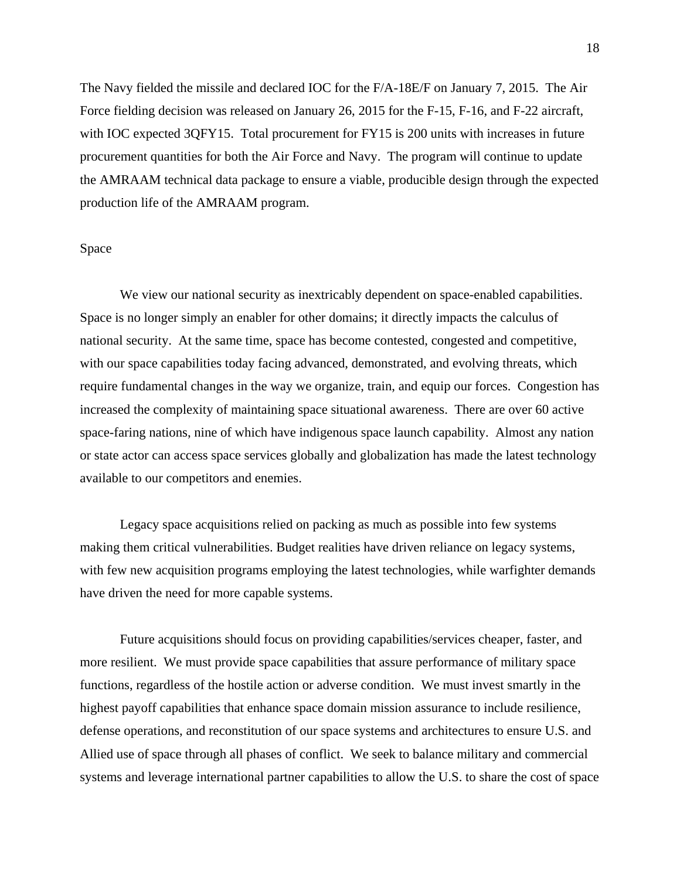The Navy fielded the missile and declared IOC for the F/A-18E/F on January 7, 2015. The Air Force fielding decision was released on January 26, 2015 for the F-15, F-16, and F-22 aircraft, with IOC expected 3QFY15. Total procurement for FY15 is 200 units with increases in future procurement quantities for both the Air Force and Navy. The program will continue to update the AMRAAM technical data package to ensure a viable, producible design through the expected production life of the AMRAAM program.

## Space

We view our national security as inextricably dependent on space-enabled capabilities. Space is no longer simply an enabler for other domains; it directly impacts the calculus of national security. At the same time, space has become contested, congested and competitive, with our space capabilities today facing advanced, demonstrated, and evolving threats, which require fundamental changes in the way we organize, train, and equip our forces. Congestion has increased the complexity of maintaining space situational awareness. There are over 60 active space-faring nations, nine of which have indigenous space launch capability. Almost any nation or state actor can access space services globally and globalization has made the latest technology available to our competitors and enemies.

Legacy space acquisitions relied on packing as much as possible into few systems making them critical vulnerabilities. Budget realities have driven reliance on legacy systems, with few new acquisition programs employing the latest technologies, while warfighter demands have driven the need for more capable systems.

Future acquisitions should focus on providing capabilities/services cheaper, faster, and more resilient. We must provide space capabilities that assure performance of military space functions, regardless of the hostile action or adverse condition. We must invest smartly in the highest payoff capabilities that enhance space domain mission assurance to include resilience, defense operations, and reconstitution of our space systems and architectures to ensure U.S. and Allied use of space through all phases of conflict. We seek to balance military and commercial systems and leverage international partner capabilities to allow the U.S. to share the cost of space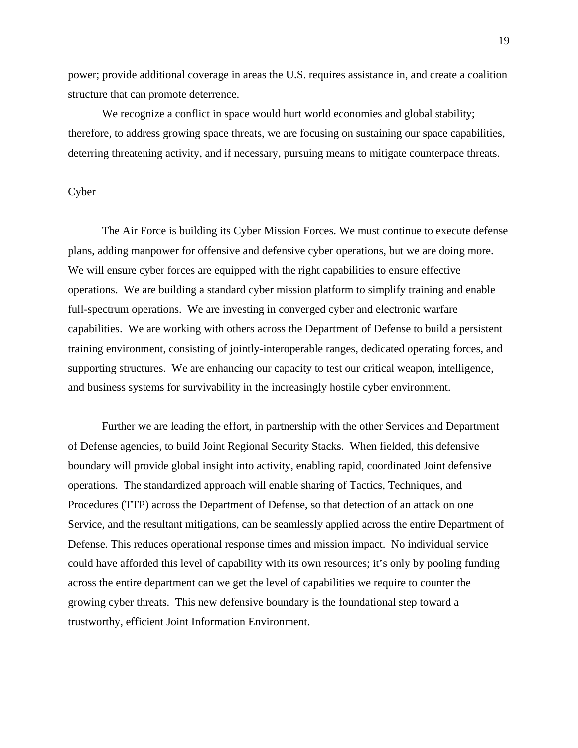power; provide additional coverage in areas the U.S. requires assistance in, and create a coalition structure that can promote deterrence.

We recognize a conflict in space would hurt world economies and global stability; therefore, to address growing space threats, we are focusing on sustaining our space capabilities, deterring threatening activity, and if necessary, pursuing means to mitigate counterpace threats.

## Cyber

The Air Force is building its Cyber Mission Forces. We must continue to execute defense plans, adding manpower for offensive and defensive cyber operations, but we are doing more. We will ensure cyber forces are equipped with the right capabilities to ensure effective operations. We are building a standard cyber mission platform to simplify training and enable full-spectrum operations. We are investing in converged cyber and electronic warfare capabilities. We are working with others across the Department of Defense to build a persistent training environment, consisting of jointly-interoperable ranges, dedicated operating forces, and supporting structures. We are enhancing our capacity to test our critical weapon, intelligence, and business systems for survivability in the increasingly hostile cyber environment.

Further we are leading the effort, in partnership with the other Services and Department of Defense agencies, to build Joint Regional Security Stacks. When fielded, this defensive boundary will provide global insight into activity, enabling rapid, coordinated Joint defensive operations. The standardized approach will enable sharing of Tactics, Techniques, and Procedures (TTP) across the Department of Defense, so that detection of an attack on one Service, and the resultant mitigations, can be seamlessly applied across the entire Department of Defense. This reduces operational response times and mission impact. No individual service could have afforded this level of capability with its own resources; it's only by pooling funding across the entire department can we get the level of capabilities we require to counter the growing cyber threats. This new defensive boundary is the foundational step toward a trustworthy, efficient Joint Information Environment.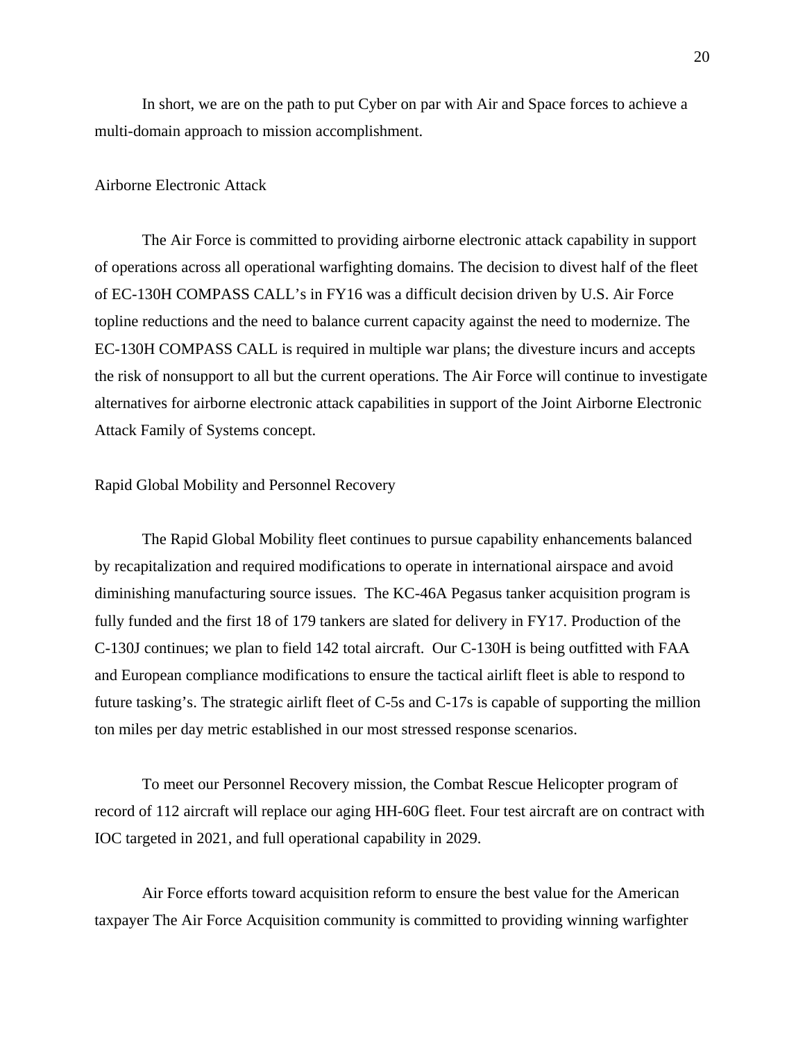In short, we are on the path to put Cyber on par with Air and Space forces to achieve a multi-domain approach to mission accomplishment.

## Airborne Electronic Attack

The Air Force is committed to providing airborne electronic attack capability in support of operations across all operational warfighting domains. The decision to divest half of the fleet of EC-130H COMPASS CALL's in FY16 was a difficult decision driven by U.S. Air Force topline reductions and the need to balance current capacity against the need to modernize. The EC-130H COMPASS CALL is required in multiple war plans; the divesture incurs and accepts the risk of nonsupport to all but the current operations. The Air Force will continue to investigate alternatives for airborne electronic attack capabilities in support of the Joint Airborne Electronic Attack Family of Systems concept.

## Rapid Global Mobility and Personnel Recovery

The Rapid Global Mobility fleet continues to pursue capability enhancements balanced by recapitalization and required modifications to operate in international airspace and avoid diminishing manufacturing source issues. The KC-46A Pegasus tanker acquisition program is fully funded and the first 18 of 179 tankers are slated for delivery in FY17. Production of the C-130J continues; we plan to field 142 total aircraft. Our C-130H is being outfitted with FAA and European compliance modifications to ensure the tactical airlift fleet is able to respond to future tasking's. The strategic airlift fleet of C-5s and C-17s is capable of supporting the million ton miles per day metric established in our most stressed response scenarios.

To meet our Personnel Recovery mission, the Combat Rescue Helicopter program of record of 112 aircraft will replace our aging HH-60G fleet. Four test aircraft are on contract with IOC targeted in 2021, and full operational capability in 2029.

Air Force efforts toward acquisition reform to ensure the best value for the American taxpayer The Air Force Acquisition community is committed to providing winning warfighter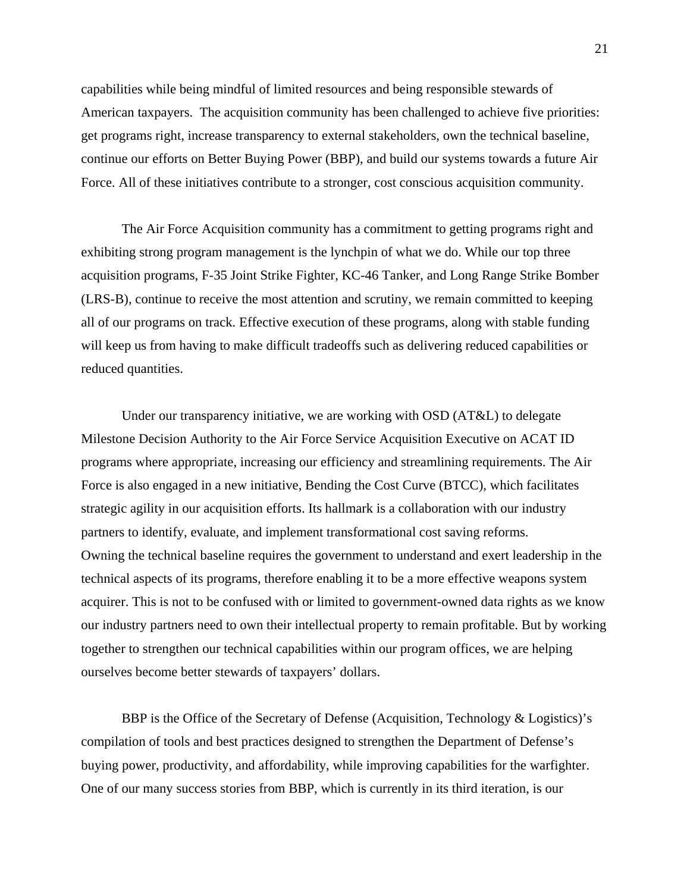capabilities while being mindful of limited resources and being responsible stewards of American taxpayers. The acquisition community has been challenged to achieve five priorities: get programs right, increase transparency to external stakeholders, own the technical baseline, continue our efforts on Better Buying Power (BBP), and build our systems towards a future Air Force. All of these initiatives contribute to a stronger, cost conscious acquisition community.

The Air Force Acquisition community has a commitment to getting programs right and exhibiting strong program management is the lynchpin of what we do. While our top three acquisition programs, F-35 Joint Strike Fighter, KC-46 Tanker, and Long Range Strike Bomber (LRS-B), continue to receive the most attention and scrutiny, we remain committed to keeping all of our programs on track. Effective execution of these programs, along with stable funding will keep us from having to make difficult tradeoffs such as delivering reduced capabilities or reduced quantities.

Under our transparency initiative, we are working with OSD (AT&L) to delegate Milestone Decision Authority to the Air Force Service Acquisition Executive on ACAT ID programs where appropriate, increasing our efficiency and streamlining requirements. The Air Force is also engaged in a new initiative, Bending the Cost Curve (BTCC), which facilitates strategic agility in our acquisition efforts. Its hallmark is a collaboration with our industry partners to identify, evaluate, and implement transformational cost saving reforms.
Owning the technical baseline requires the government to understand and exert leadership in the technical aspects of its programs, therefore enabling it to be a more effective weapons system acquirer. This is not to be confused with or limited to government-owned data rights as we know our industry partners need to own their intellectual property to remain profitable. But by working together to strengthen our technical capabilities within our program offices, we are helping ourselves become better stewards of taxpayers' dollars.

BBP is the Office of the Secretary of Defense (Acquisition, Technology & Logistics)'s compilation of tools and best practices designed to strengthen the Department of Defense's buying power, productivity, and affordability, while improving capabilities for the warfighter. One of our many success stories from BBP, which is currently in its third iteration, is our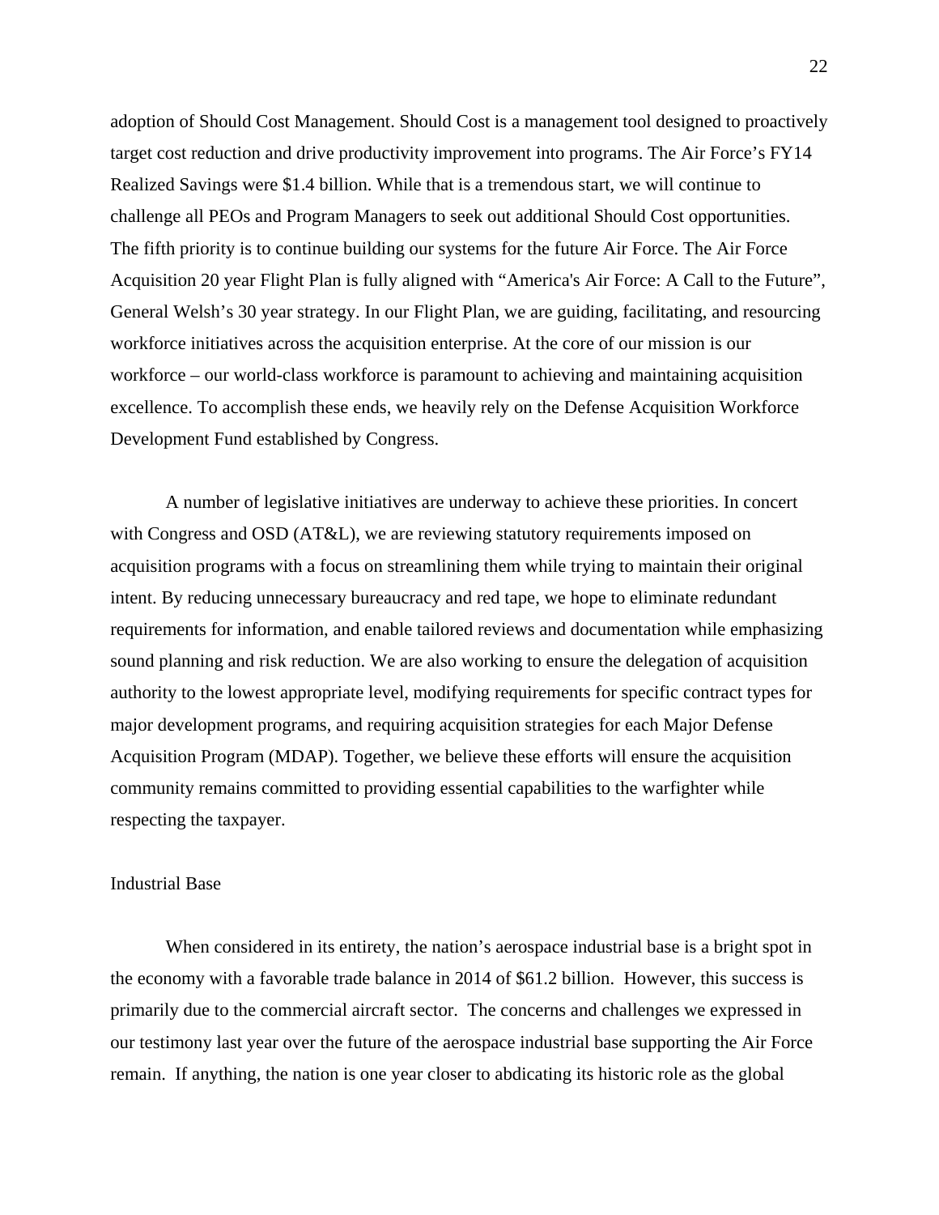adoption of Should Cost Management. Should Cost is a management tool designed to proactively target cost reduction and drive productivity improvement into programs. The Air Force's FY14 Realized Savings were $1.4 billion. While that is a tremendous start, we will continue to challenge all PEOs and Program Managers to seek out additional Should Cost opportunities. The fifth priority is to continue building our systems for the future Air Force. The Air Force Acquisition 20 year Flight Plan is fully aligned with "America's Air Force: A Call to the Future", General Welsh's 30 year strategy. In our Flight Plan, we are guiding, facilitating, and resourcing workforce initiatives across the acquisition enterprise. At the core of our mission is our workforce – our world-class workforce is paramount to achieving and maintaining acquisition excellence. To accomplish these ends, we heavily rely on the Defense Acquisition Workforce Development Fund established by Congress.

A number of legislative initiatives are underway to achieve these priorities. In concert with Congress and OSD (AT&L), we are reviewing statutory requirements imposed on acquisition programs with a focus on streamlining them while trying to maintain their original intent. By reducing unnecessary bureaucracy and red tape, we hope to eliminate redundant requirements for information, and enable tailored reviews and documentation while emphasizing sound planning and risk reduction. We are also working to ensure the delegation of acquisition authority to the lowest appropriate level, modifying requirements for specific contract types for major development programs, and requiring acquisition strategies for each Major Defense Acquisition Program (MDAP). Together, we believe these efforts will ensure the acquisition community remains committed to providing essential capabilities to the warfighter while respecting the taxpayer.

## Industrial Base

When considered in its entirety, the nation's aerospace industrial base is a bright spot in the economy with a favorable trade balance in 2014 of $61.2 billion. However, this success is primarily due to the commercial aircraft sector. The concerns and challenges we expressed in our testimony last year over the future of the aerospace industrial base supporting the Air Force remain. If anything, the nation is one year closer to abdicating its historic role as the global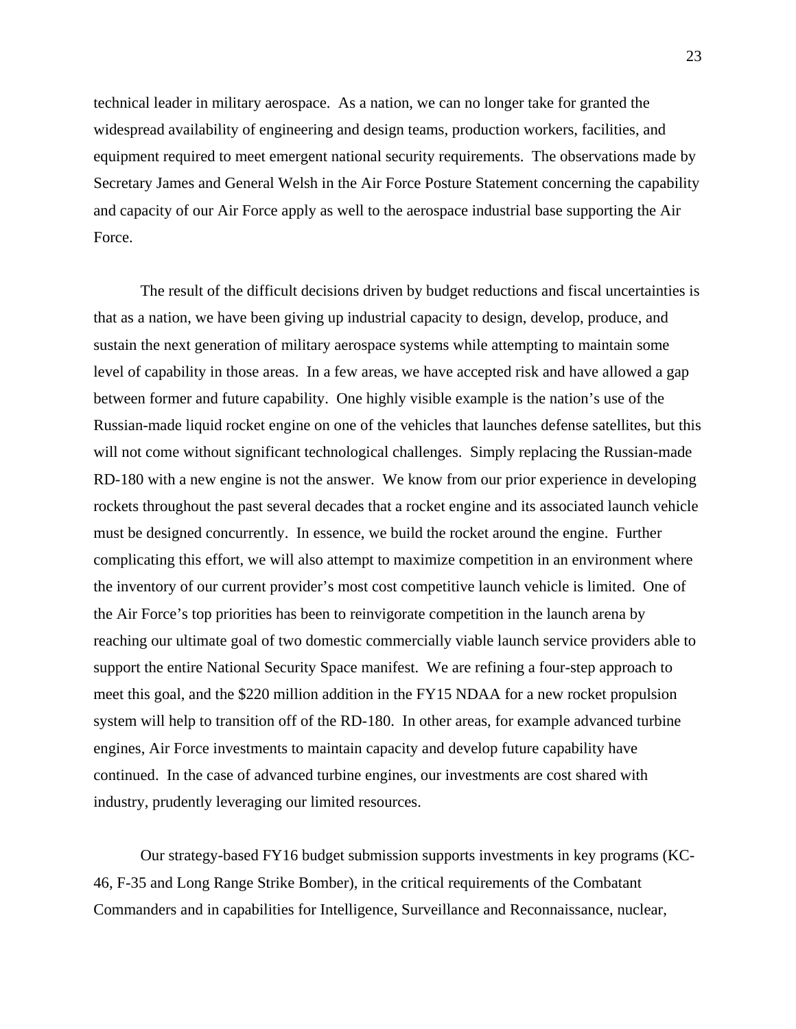technical leader in military aerospace. As a nation, we can no longer take for granted the widespread availability of engineering and design teams, production workers, facilities, and equipment required to meet emergent national security requirements. The observations made by Secretary James and General Welsh in the Air Force Posture Statement concerning the capability and capacity of our Air Force apply as well to the aerospace industrial base supporting the Air Force.

The result of the difficult decisions driven by budget reductions and fiscal uncertainties is that as a nation, we have been giving up industrial capacity to design, develop, produce, and sustain the next generation of military aerospace systems while attempting to maintain some level of capability in those areas. In a few areas, we have accepted risk and have allowed a gap between former and future capability. One highly visible example is the nation's use of the Russian-made liquid rocket engine on one of the vehicles that launches defense satellites, but this will not come without significant technological challenges. Simply replacing the Russian-made RD-180 with a new engine is not the answer. We know from our prior experience in developing rockets throughout the past several decades that a rocket engine and its associated launch vehicle must be designed concurrently. In essence, we build the rocket around the engine. Further complicating this effort, we will also attempt to maximize competition in an environment where the inventory of our current provider's most cost competitive launch vehicle is limited. One of the Air Force's top priorities has been to reinvigorate competition in the launch arena by reaching our ultimate goal of two domestic commercially viable launch service providers able to support the entire National Security Space manifest. We are refining a four-step approach to meet this goal, and the $220 million addition in the FY15 NDAA for a new rocket propulsion system will help to transition off of the RD-180. In other areas, for example advanced turbine engines, Air Force investments to maintain capacity and develop future capability have continued. In the case of advanced turbine engines, our investments are cost shared with industry, prudently leveraging our limited resources.

Our strategy-based FY16 budget submission supports investments in key programs (KC-46, F-35 and Long Range Strike Bomber), in the critical requirements of the Combatant Commanders and in capabilities for Intelligence, Surveillance and Reconnaissance, nuclear,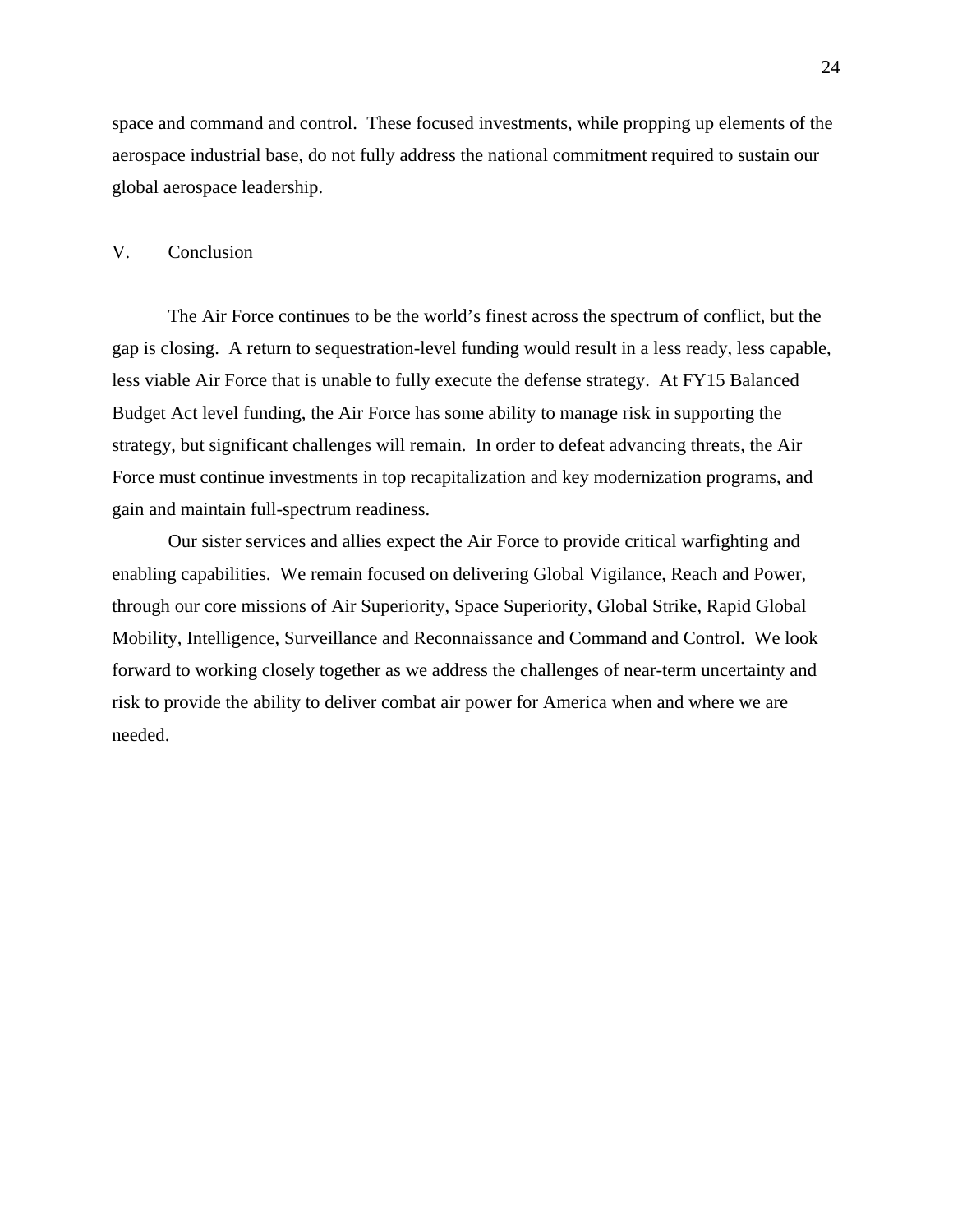space and command and control.  These focused investments, while propping up elements of the aerospace industrial base, do not fully address the national commitment required to sustain our global aerospace leadership.

## V. Conclusion

The Air Force continues to be the world's finest across the spectrum of conflict, but the gap is closing.  A return to sequestration-level funding would result in a less ready, less capable, less viable Air Force that is unable to fully execute the defense strategy.  At FY15 Balanced Budget Act level funding, the Air Force has some ability to manage risk in supporting the strategy, but significant challenges will remain.  In order to defeat advancing threats, the Air Force must continue investments in top recapitalization and key modernization programs, and gain and maintain full-spectrum readiness.

Our sister services and allies expect the Air Force to provide critical warfighting and enabling capabilities.  We remain focused on delivering Global Vigilance, Reach and Power, through our core missions of Air Superiority, Space Superiority, Global Strike, Rapid Global Mobility, Intelligence, Surveillance and Reconnaissance and Command and Control.  We look forward to working closely together as we address the challenges of near-term uncertainty and risk to provide the ability to deliver combat air power for America when and where we are needed.